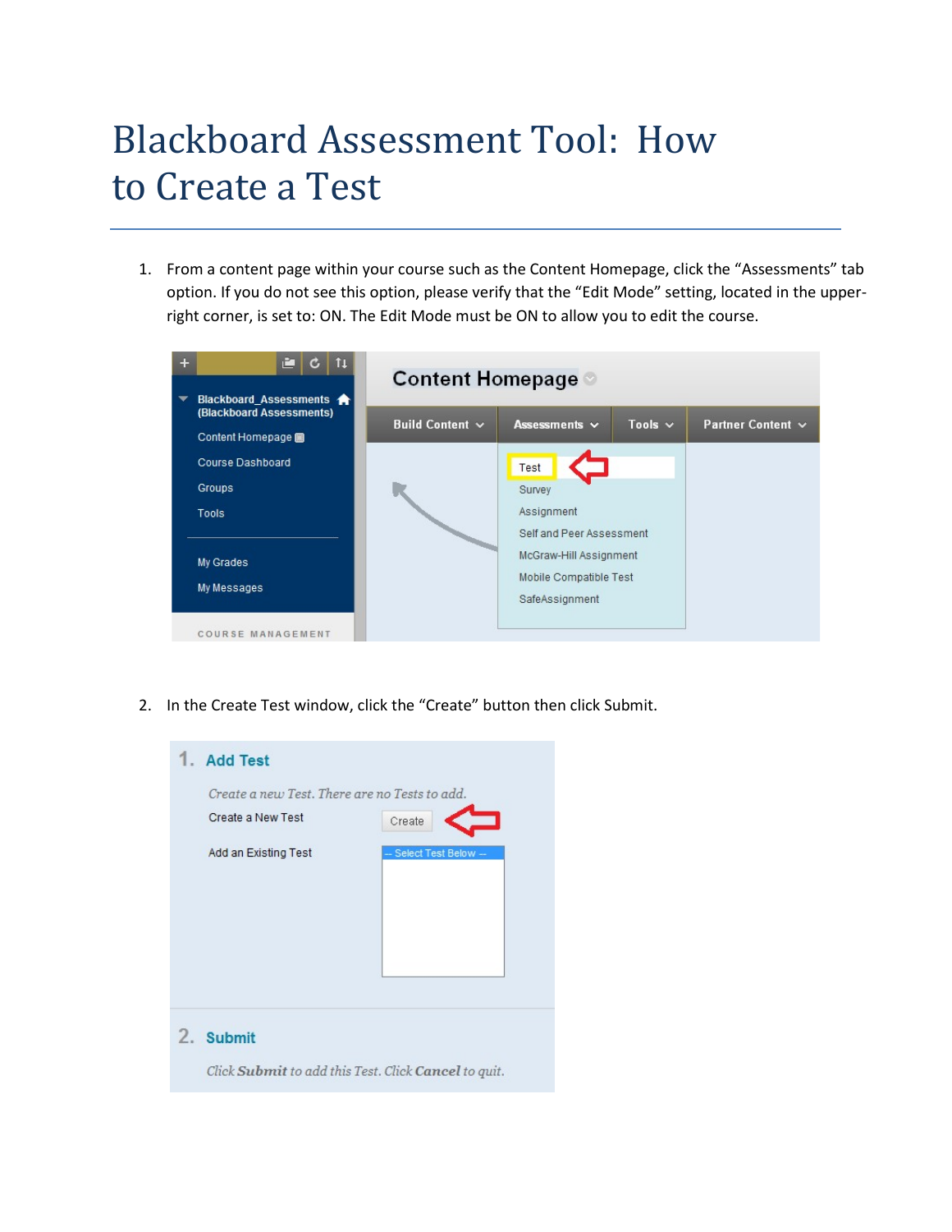# Blackboard Assessment Tool: How to Create a Test

1. From a content page within your course such as the Content Homepage, click the "Assessments" tab option. If you do not see this option, please verify that the "Edit Mode" setting, located in the upper-right corner, is set to: ON. The Edit Mode must be ON to allow you to edit the course.

2. In the Create Test window, click the "Create" button then click Submit.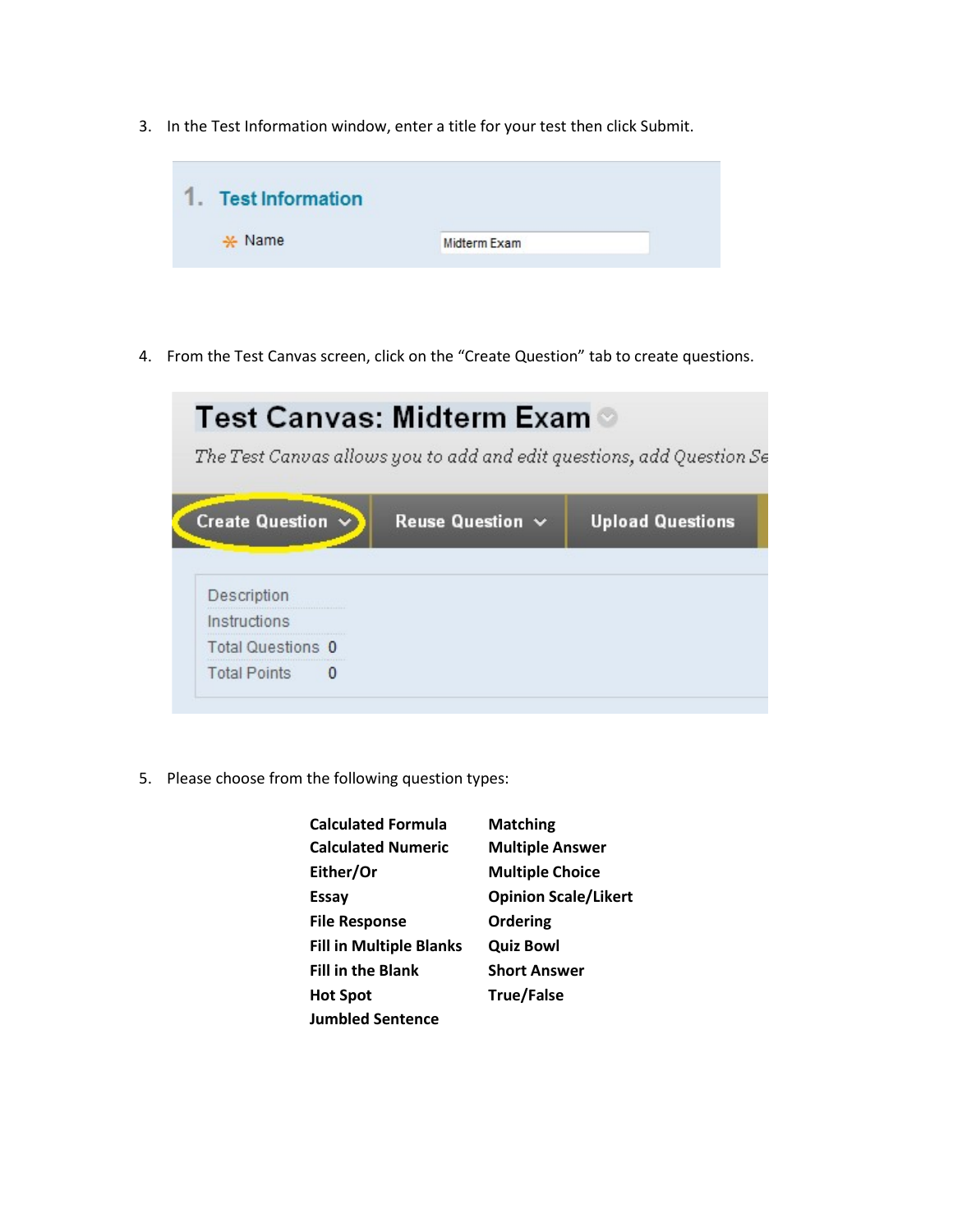3. In the Test Information window, enter a title for your test then click Submit.

4. From the Test Canvas screen, click on the "Create Question" tab to create questions.

5. Please choose from the following question types:

| | |
|---|---|
| **Calculated Formula** | **Matching** |
| **Calculated Numeric** | **Multiple Answer** |
| **Either/Or** | **Multiple Choice** |
| **Essay** | **Opinion Scale/Likert** |
| **File Response** | **Ordering** |
| **Fill in Multiple Blanks** | **Quiz Bowl** |
| **Fill in the Blank** | **Short Answer** |
| **Hot Spot** | **True/False** |
| **Jumbled Sentence** | |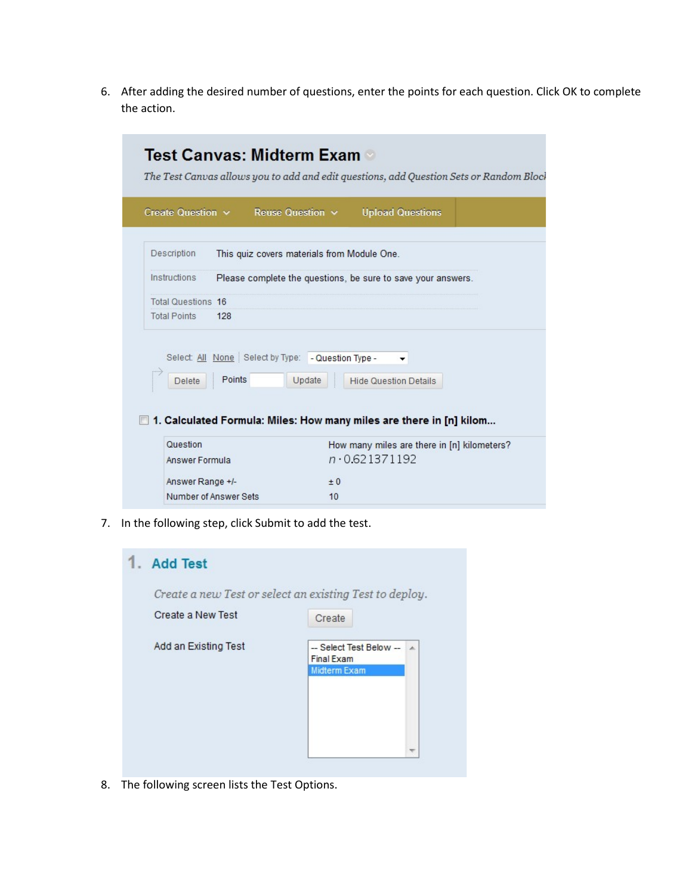6. After adding the desired number of questions, enter the points for each question. Click OK to complete the action.

7. In the following step, click Submit to add the test.

8. The following screen lists the Test Options.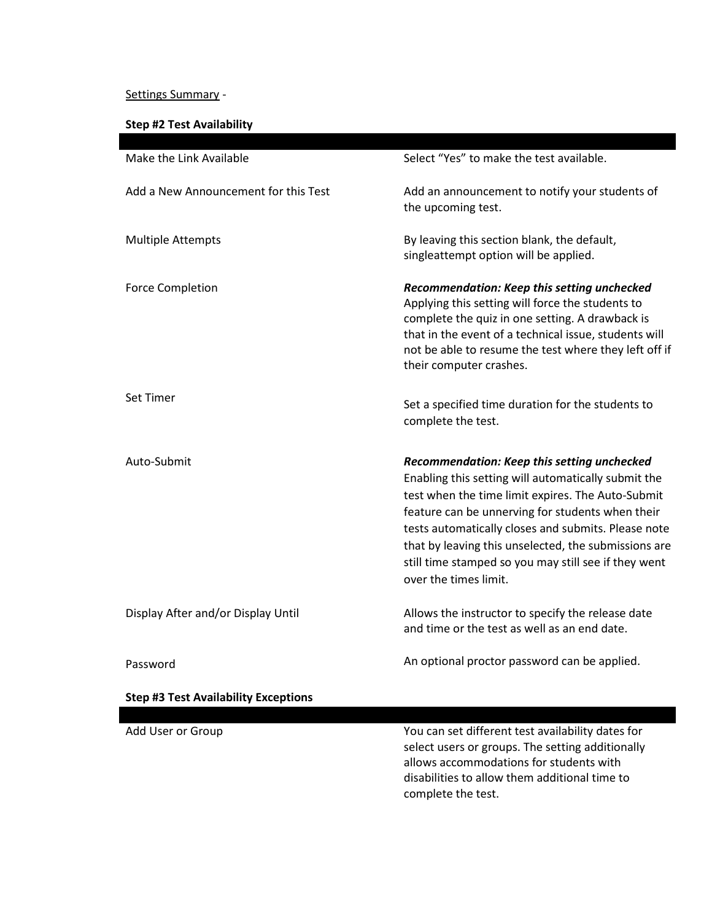<u>Settings Summary</u> -

**Step #2 Test Availability**

| | |
|---|---|
| Make the Link Available | Select "Yes" to make the test available. |
| Add a New Announcement for this Test | Add an announcement to notify your students of the upcoming test. |
| Multiple Attempts | By leaving this section blank, the default, singleattempt option will be applied. |
| Force Completion | ***Recommendation: Keep this setting unchecked*** Applying this setting will force the students to complete the quiz in one setting. A drawback is that in the event of a technical issue, students will not be able to resume the test where they left off if their computer crashes. |
| Set Timer | Set a specified time duration for the students to complete the test. |
| Auto-Submit | ***Recommendation: Keep this setting unchecked*** Enabling this setting will automatically submit the test when the time limit expires. The Auto-Submit feature can be unnerving for students when their tests automatically closes and submits. Please note that by leaving this unselected, the submissions are still time stamped so you may still see if they went over the times limit. |
| Display After and/or Display Until | Allows the instructor to specify the release date and time or the test as well as an end date. |
| Password | An optional proctor password can be applied. |

**Step #3 Test Availability Exceptions**

| | |
|---|---|
| Add User or Group | You can set different test availability dates for select users or groups. The setting additionally allows accommodations for students with disabilities to allow them additional time to complete the test. |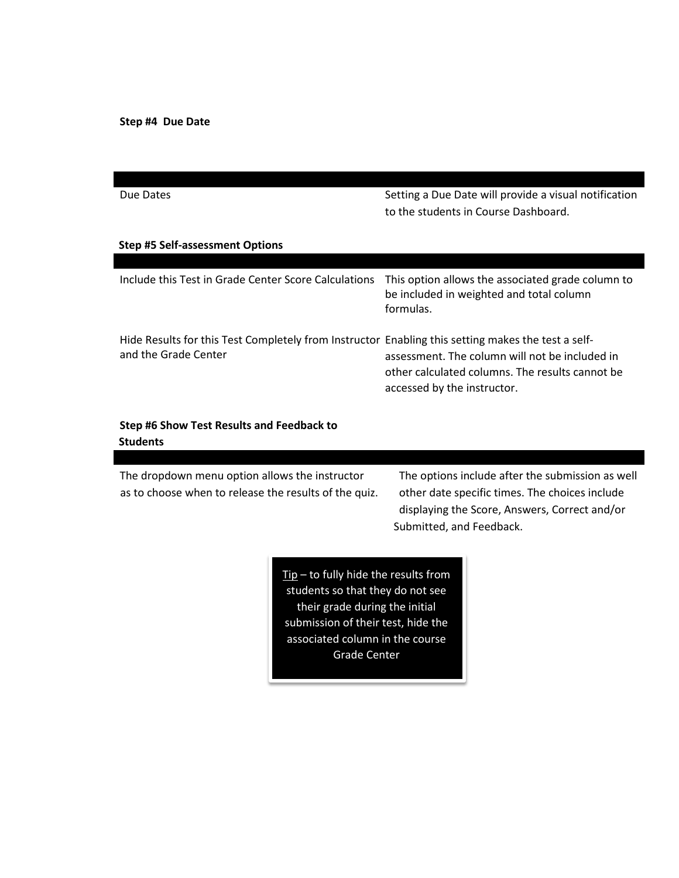**Step #4 Due Date**

| | |
|---|---|
| Due Dates | Setting a Due Date will provide a visual notification to the students in Course Dashboard. |

**Step #5 Self-assessment Options**

| | |
|---|---|
| Include this Test in Grade Center Score Calculations | This option allows the associated grade column to be included in weighted and total column formulas. |
| Hide Results for this Test Completely from Instructor and the Grade Center | Enabling this setting makes the test a self-assessment. The column will not be included in other calculated columns. The results cannot be accessed by the instructor. |

**Step #6 Show Test Results and Feedback to Students**

| | |
|---|---|
| The dropdown menu option allows the instructor as to choose when to release the results of the quiz. | The options include after the submission as well other date specific times. The choices include displaying the Score, Answers, Correct and/or Submitted, and Feedback. |

Tip – to fully hide the results from students so that they do not see their grade during the initial submission of their test, hide the associated column in the course Grade Center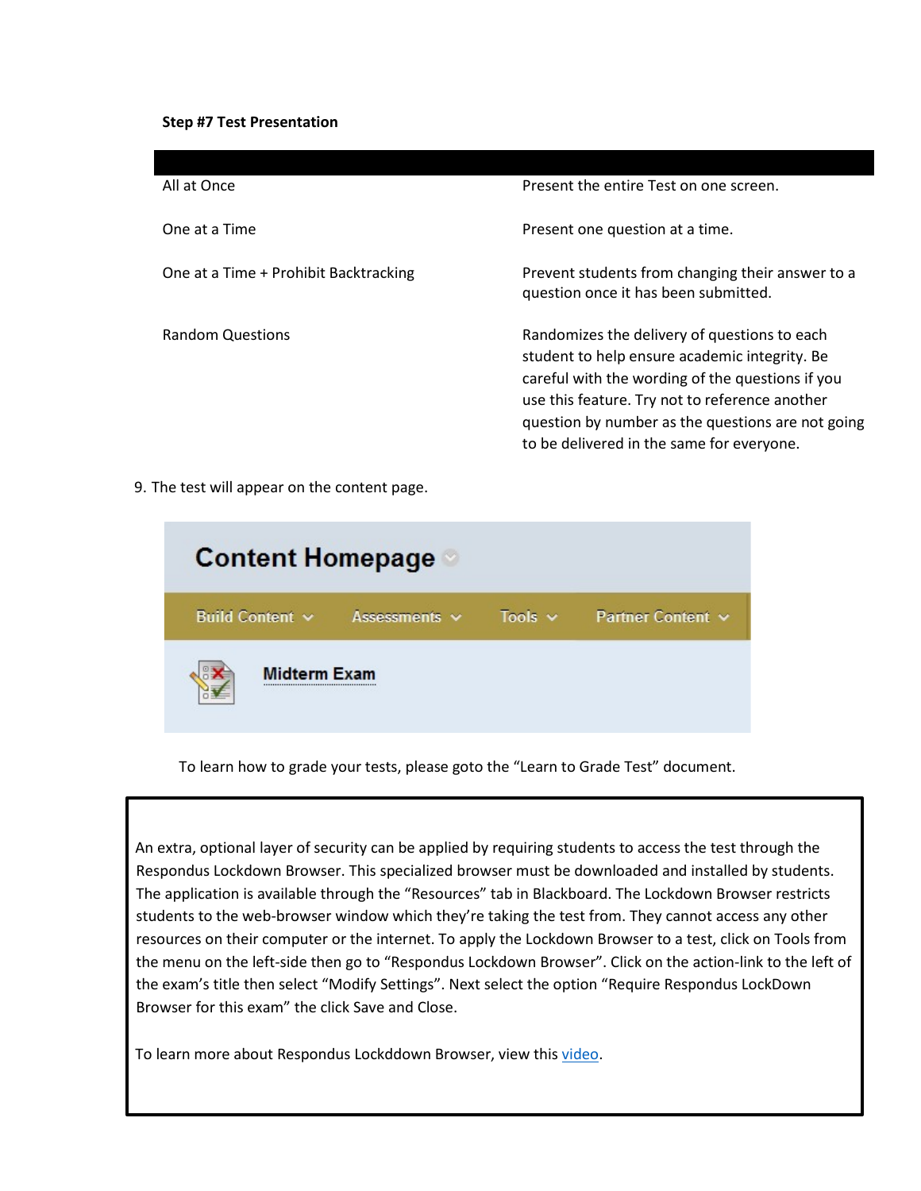**Step #7 Test Presentation**

| | |
|---|---|
| All at Once | Present the entire Test on one screen. |
| One at a Time | Present one question at a time. |
| One at a Time + Prohibit Backtracking | Prevent students from changing their answer to a question once it has been submitted. |
| Random Questions | Randomizes the delivery of questions to each student to help ensure academic integrity. Be careful with the wording of the questions if you use this feature. Try not to reference another question by number as the questions are not going to be delivered in the same for everyone. |

9. The test will appear on the content page.

Content Homepage

Build Content Assessments Tools Partner Content

Midterm Exam

To learn how to grade your tests, please goto the "Learn to Grade Test" document.

An extra, optional layer of security can be applied by requiring students to access the test through the Respondus Lockdown Browser. This specialized browser must be downloaded and installed by students. The application is available through the "Resources" tab in Blackboard. The Lockdown Browser restricts students to the web-browser window which they're taking the test from. They cannot access any other resources on their computer or the internet. To apply the Lockdown Browser to a test, click on Tools from the menu on the left-side then go to "Respondus Lockdown Browser". Click on the action-link to the left of the exam's title then select "Modify Settings". Next select the option "Require Respondus LockDown Browser for this exam" the click Save and Close.

To learn more about Respondus Lockddown Browser, view this video.